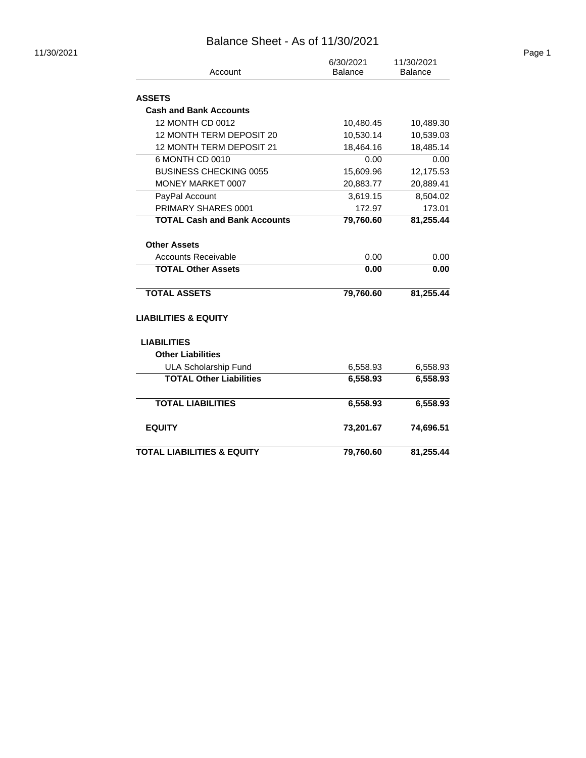# Balance Sheet - As of 11/30/2021

11/30/2021

| Account | 6/30/2021 Balance | 11/30/2021 Balance |
|---|---|---|
| **ASSETS** | | |
| **Cash and Bank Accounts** | | |
| 12 MONTH CD 0012 | 10,480.45 | 10,489.30 |
| 12 MONTH TERM DEPOSIT 20 | 10,530.14 | 10,539.03 |
| 12 MONTH TERM DEPOSIT 21 | 18,464.16 | 18,485.14 |
| 6 MONTH CD 0010 | 0.00 | 0.00 |
| BUSINESS CHECKING 0055 | 15,609.96 | 12,175.53 |
| MONEY MARKET 0007 | 20,883.77 | 20,889.41 |
| PayPal Account | 3,619.15 | 8,504.02 |
| PRIMARY SHARES 0001 | 172.97 | 173.01 |
| **TOTAL Cash and Bank Accounts** | **79,760.60** | **81,255.44** |
| **Other Assets** | | |
| Accounts Receivable | 0.00 | 0.00 |
| **TOTAL Other Assets** | **0.00** | **0.00** |
| **TOTAL ASSETS** | **79,760.60** | **81,255.44** |
| **LIABILITIES & EQUITY** | | |
| **LIABILITIES** | | |
| **Other Liabilities** | | |
| ULA Scholarship Fund | 6,558.93 | 6,558.93 |
| **TOTAL Other Liabilities** | **6,558.93** | **6,558.93** |
| **TOTAL LIABILITIES** | **6,558.93** | **6,558.93** |
| **EQUITY** | **73,201.67** | **74,696.51** |
| **TOTAL LIABILITIES & EQUITY** | **79,760.60** | **81,255.44** |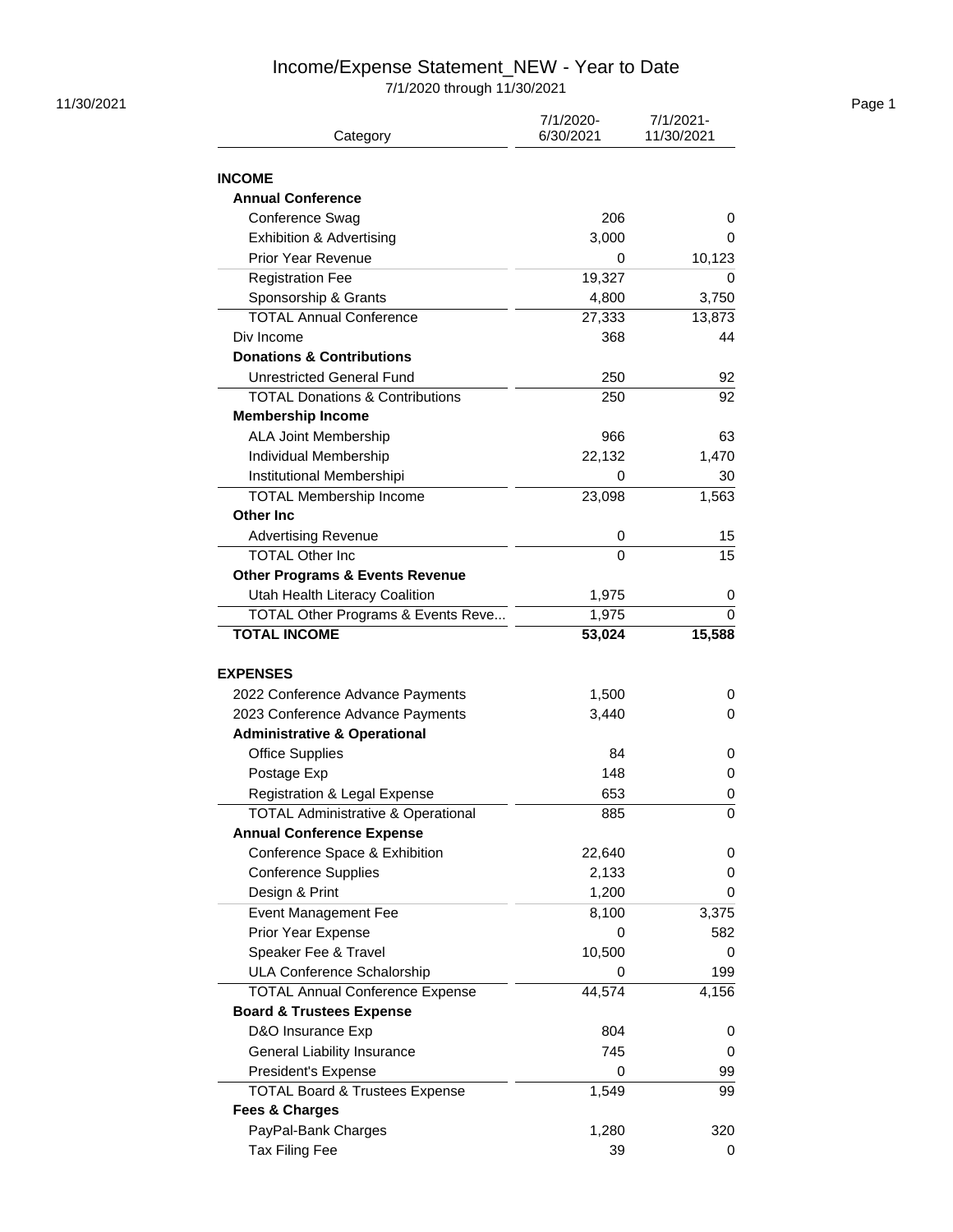# Income/Expense Statement_NEW - Year to Date

7/1/2020 through 11/30/2021

11/30/2021

| Category | 7/1/2020-6/30/2021 | 7/1/2021-11/30/2021 |
|---|---|---|
| **INCOME** | | |
| **Annual Conference** | | |
| Conference Swag | 206 | 0 |
| Exhibition & Advertising | 3,000 | 0 |
| Prior Year Revenue | 0 | 10,123 |
| Registration Fee | 19,327 | 0 |
| Sponsorship & Grants | 4,800 | 3,750 |
| TOTAL Annual Conference | 27,333 | 13,873 |
| Div Income | 368 | 44 |
| **Donations & Contributions** | | |
| Unrestricted General Fund | 250 | 92 |
| TOTAL Donations & Contributions | 250 | 92 |
| **Membership Income** | | |
| ALA Joint Membership | 966 | 63 |
| Individual Membership | 22,132 | 1,470 |
| Institutional Membershipi | 0 | 30 |
| TOTAL Membership Income | 23,098 | 1,563 |
| **Other Inc** | | |
| Advertising Revenue | 0 | 15 |
| TOTAL Other Inc | 0 | 15 |
| **Other Programs & Events Revenue** | | |
| Utah Health Literacy Coalition | 1,975 | 0 |
| TOTAL Other Programs & Events Reve... | 1,975 | 0 |
| **TOTAL INCOME** | **53,024** | **15,588** |
| | | |
| **EXPENSES** | | |
| 2022 Conference Advance Payments | 1,500 | 0 |
| 2023 Conference Advance Payments | 3,440 | 0 |
| **Administrative & Operational** | | |
| Office Supplies | 84 | 0 |
| Postage Exp | 148 | 0 |
| Registration & Legal Expense | 653 | 0 |
| TOTAL Administrative & Operational | 885 | 0 |
| **Annual Conference Expense** | | |
| Conference Space & Exhibition | 22,640 | 0 |
| Conference Supplies | 2,133 | 0 |
| Design & Print | 1,200 | 0 |
| Event Management Fee | 8,100 | 3,375 |
| Prior Year Expense | 0 | 582 |
| Speaker Fee & Travel | 10,500 | 0 |
| ULA Conference Schalorship | 0 | 199 |
| TOTAL Annual Conference Expense | 44,574 | 4,156 |
| **Board & Trustees Expense** | | |
| D&O Insurance Exp | 804 | 0 |
| General Liability Insurance | 745 | 0 |
| President's Expense | 0 | 99 |
| TOTAL Board & Trustees Expense | 1,549 | 99 |
| **Fees & Charges** | | |
| PayPal-Bank Charges | 1,280 | 320 |
| Tax Filing Fee | 39 | 0 |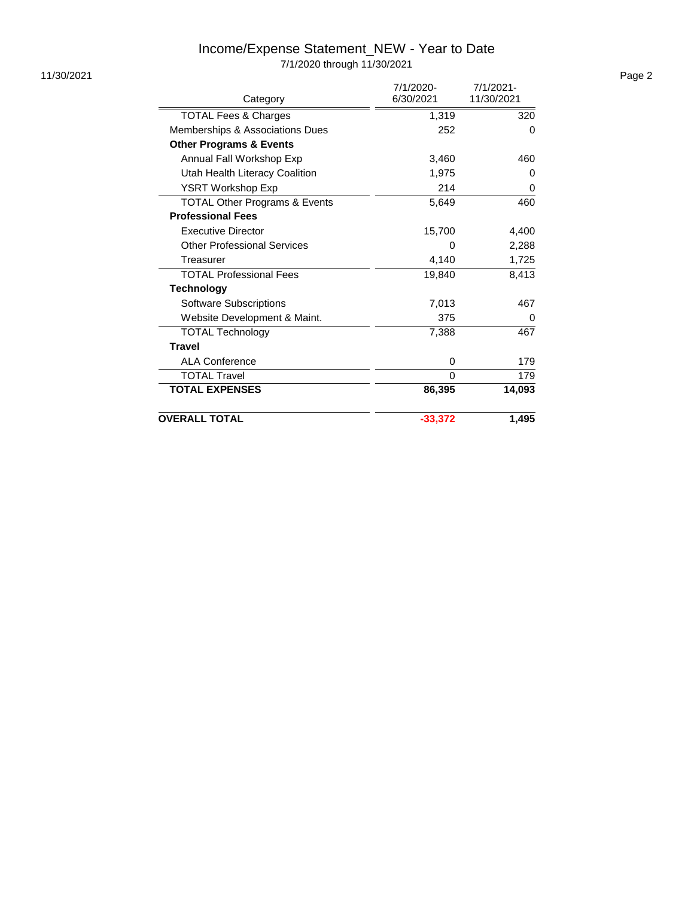# Income/Expense Statement_NEW - Year to Date

7/1/2020 through 11/30/2021

11/30/2021

| Category | 7/1/2020-6/30/2021 | 7/1/2021-11/30/2021 |
|---|---|---|
| TOTAL Fees & Charges | 1,319 | 320 |
| Memberships & Associations Dues | 252 | 0 |
| **Other Programs & Events** | | |
| Annual Fall Workshop Exp | 3,460 | 460 |
| Utah Health Literacy Coalition | 1,975 | 0 |
| YSRT Workshop Exp | 214 | 0 |
| TOTAL Other Programs & Events | 5,649 | 460 |
| **Professional Fees** | | |
| Executive Director | 15,700 | 4,400 |
| Other Professional Services | 0 | 2,288 |
| Treasurer | 4,140 | 1,725 |
| TOTAL Professional Fees | 19,840 | 8,413 |
| **Technology** | | |
| Software Subscriptions | 7,013 | 467 |
| Website Development & Maint. | 375 | 0 |
| TOTAL Technology | 7,388 | 467 |
| **Travel** | | |
| ALA Conference | 0 | 179 |
| TOTAL Travel | 0 | 179 |
| **TOTAL EXPENSES** | **86,395** | **14,093** |
| **OVERALL TOTAL** | **-33,372** | **1,495** |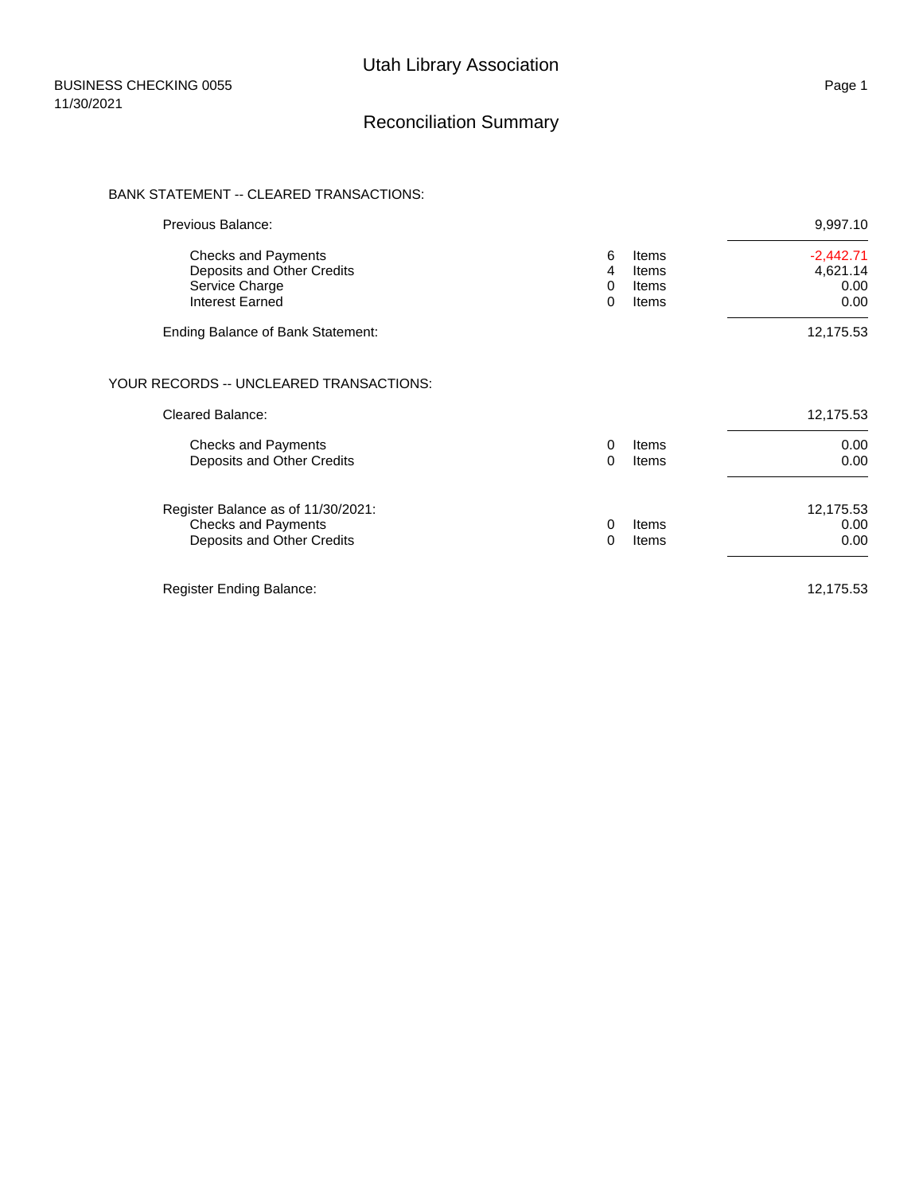# Utah Library Association

BUSINESS CHECKING 0055
11/30/2021

## Reconciliation Summary

BANK STATEMENT -- CLEARED TRANSACTIONS:

| | | | |
|---|---|---|---|
| Previous Balance: | | | 9,997.10 |
| Checks and Payments | 6 | Items | -2,442.71 |
| Deposits and Other Credits | 4 | Items | 4,621.14 |
| Service Charge | 0 | Items | 0.00 |
| Interest Earned | 0 | Items | 0.00 |
| Ending Balance of Bank Statement: | | | 12,175.53 |

YOUR RECORDS -- UNCLEARED TRANSACTIONS:

| | | | |
|---|---|---|---|
| Cleared Balance: | | | 12,175.53 |
| Checks and Payments | 0 | Items | 0.00 |
| Deposits and Other Credits | 0 | Items | 0.00 |
| Register Balance as of 11/30/2021: | | | 12,175.53 |
| Checks and Payments | 0 | Items | 0.00 |
| Deposits and Other Credits | 0 | Items | 0.00 |
| Register Ending Balance: | | | 12,175.53 |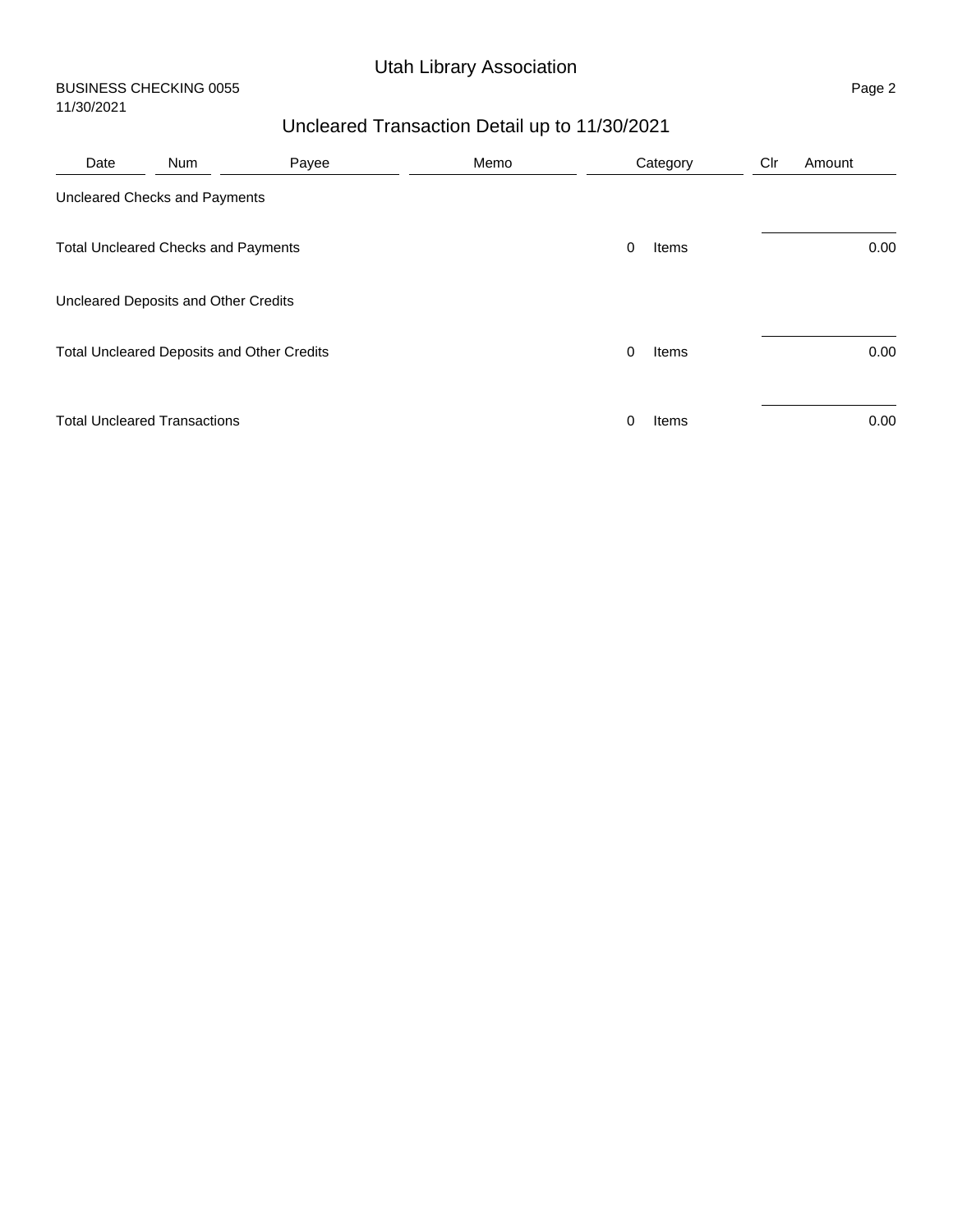# Utah Library Association

BUSINESS CHECKING 0055
11/30/2021

## Uncleared Transaction Detail up to 11/30/2021

| Date | Num | Payee | Memo | Category | | Clr | Amount |
|---|---|---|---|---|---|---|---|
| Uncleared Checks and Payments | | | | | | | |
| Total Uncleared Checks and Payments | | | | 0 | Items | | 0.00 |
| Uncleared Deposits and Other Credits | | | | | | | |
| Total Uncleared Deposits and Other Credits | | | | 0 | Items | | 0.00 |
| Total Uncleared Transactions | | | | 0 | Items | | 0.00 |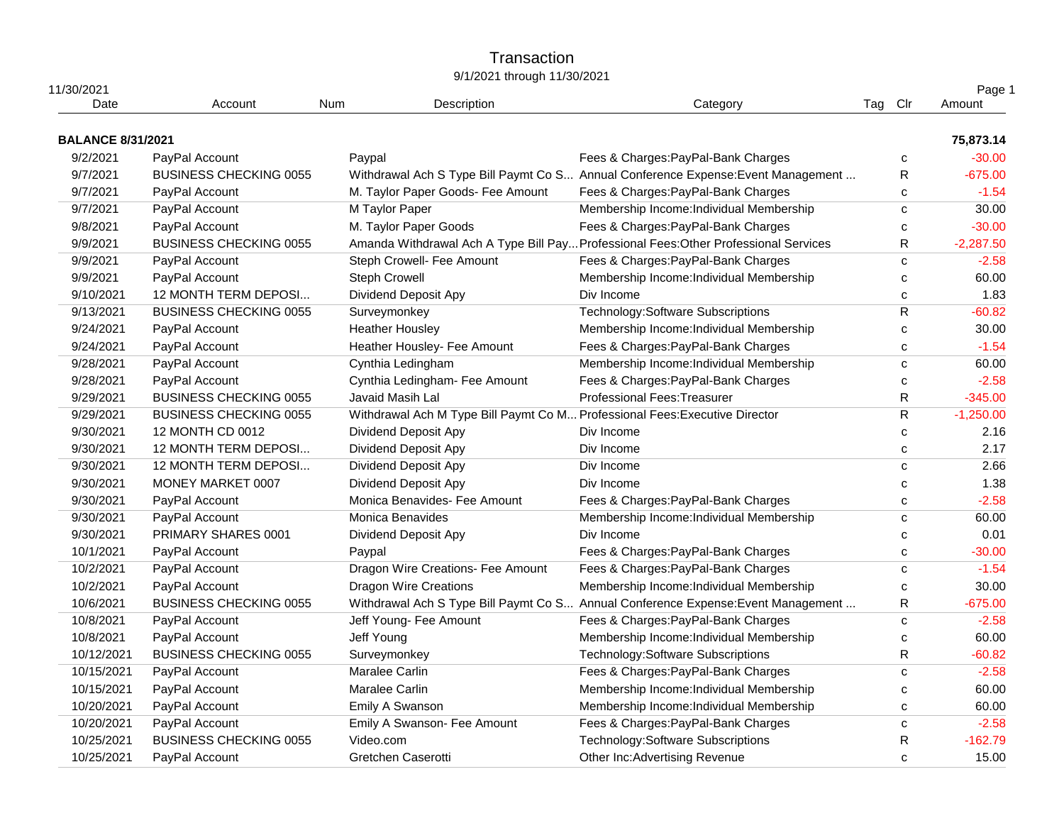# Transaction

9/1/2021 through 11/30/2021

11/30/2021

| Date | Account | Num | Description | Category | Tag | Clr | Amount |
|---|---|---|---|---|---|---|---|
| **BALANCE 8/31/2021** | | | | | | | **75,873.14** |
| 9/2/2021 | PayPal Account | | Paypal | Fees & Charges:PayPal-Bank Charges | | c | -30.00 |
| 9/7/2021 | BUSINESS CHECKING 0055 | | Withdrawal Ach S Type Bill Paymt Co S... | Annual Conference Expense:Event Management ... | | R | -675.00 |
| 9/7/2021 | PayPal Account | | M. Taylor Paper Goods- Fee Amount | Fees & Charges:PayPal-Bank Charges | | c | -1.54 |
| 9/7/2021 | PayPal Account | | M Taylor Paper | Membership Income:Individual Membership | | c | 30.00 |
| 9/8/2021 | PayPal Account | | M. Taylor Paper Goods | Fees & Charges:PayPal-Bank Charges | | c | -30.00 |
| 9/9/2021 | BUSINESS CHECKING 0055 | | Amanda Withdrawal Ach A Type Bill Pay... | Professional Fees:Other Professional Services | | R | -2,287.50 |
| 9/9/2021 | PayPal Account | | Steph Crowell- Fee Amount | Fees & Charges:PayPal-Bank Charges | | c | -2.58 |
| 9/9/2021 | PayPal Account | | Steph Crowell | Membership Income:Individual Membership | | c | 60.00 |
| 9/10/2021 | 12 MONTH TERM DEPOSI... | | Dividend Deposit Apy | Div Income | | c | 1.83 |
| 9/13/2021 | BUSINESS CHECKING 0055 | | Surveymonkey | Technology:Software Subscriptions | | R | -60.82 |
| 9/24/2021 | PayPal Account | | Heather Housley | Membership Income:Individual Membership | | c | 30.00 |
| 9/24/2021 | PayPal Account | | Heather Housley- Fee Amount | Fees & Charges:PayPal-Bank Charges | | c | -1.54 |
| 9/28/2021 | PayPal Account | | Cynthia Ledingham | Membership Income:Individual Membership | | c | 60.00 |
| 9/28/2021 | PayPal Account | | Cynthia Ledingham- Fee Amount | Fees & Charges:PayPal-Bank Charges | | c | -2.58 |
| 9/29/2021 | BUSINESS CHECKING 0055 | | Javaid Masih Lal | Professional Fees:Treasurer | | R | -345.00 |
| 9/29/2021 | BUSINESS CHECKING 0055 | | Withdrawal Ach M Type Bill Paymt Co M... | Professional Fees:Executive Director | | R | -1,250.00 |
| 9/30/2021 | 12 MONTH CD 0012 | | Dividend Deposit Apy | Div Income | | c | 2.16 |
| 9/30/2021 | 12 MONTH TERM DEPOSI... | | Dividend Deposit Apy | Div Income | | c | 2.17 |
| 9/30/2021 | 12 MONTH TERM DEPOSI... | | Dividend Deposit Apy | Div Income | | c | 2.66 |
| 9/30/2021 | MONEY MARKET 0007 | | Dividend Deposit Apy | Div Income | | c | 1.38 |
| 9/30/2021 | PayPal Account | | Monica Benavides- Fee Amount | Fees & Charges:PayPal-Bank Charges | | c | -2.58 |
| 9/30/2021 | PayPal Account | | Monica Benavides | Membership Income:Individual Membership | | c | 60.00 |
| 9/30/2021 | PRIMARY SHARES 0001 | | Dividend Deposit Apy | Div Income | | c | 0.01 |
| 10/1/2021 | PayPal Account | | Paypal | Fees & Charges:PayPal-Bank Charges | | c | -30.00 |
| 10/2/2021 | PayPal Account | | Dragon Wire Creations- Fee Amount | Fees & Charges:PayPal-Bank Charges | | c | -1.54 |
| 10/2/2021 | PayPal Account | | Dragon Wire Creations | Membership Income:Individual Membership | | c | 30.00 |
| 10/6/2021 | BUSINESS CHECKING 0055 | | Withdrawal Ach S Type Bill Paymt Co S... | Annual Conference Expense:Event Management ... | | R | -675.00 |
| 10/8/2021 | PayPal Account | | Jeff Young- Fee Amount | Fees & Charges:PayPal-Bank Charges | | c | -2.58 |
| 10/8/2021 | PayPal Account | | Jeff Young | Membership Income:Individual Membership | | c | 60.00 |
| 10/12/2021 | BUSINESS CHECKING 0055 | | Surveymonkey | Technology:Software Subscriptions | | R | -60.82 |
| 10/15/2021 | PayPal Account | | Maralee Carlin | Fees & Charges:PayPal-Bank Charges | | c | -2.58 |
| 10/15/2021 | PayPal Account | | Maralee Carlin | Membership Income:Individual Membership | | c | 60.00 |
| 10/20/2021 | PayPal Account | | Emily A Swanson | Membership Income:Individual Membership | | c | 60.00 |
| 10/20/2021 | PayPal Account | | Emily A Swanson- Fee Amount | Fees & Charges:PayPal-Bank Charges | | c | -2.58 |
| 10/25/2021 | BUSINESS CHECKING 0055 | | Video.com | Technology:Software Subscriptions | | R | -162.79 |
| 10/25/2021 | PayPal Account | | Gretchen Caserotti | Other Inc:Advertising Revenue | | c | 15.00 |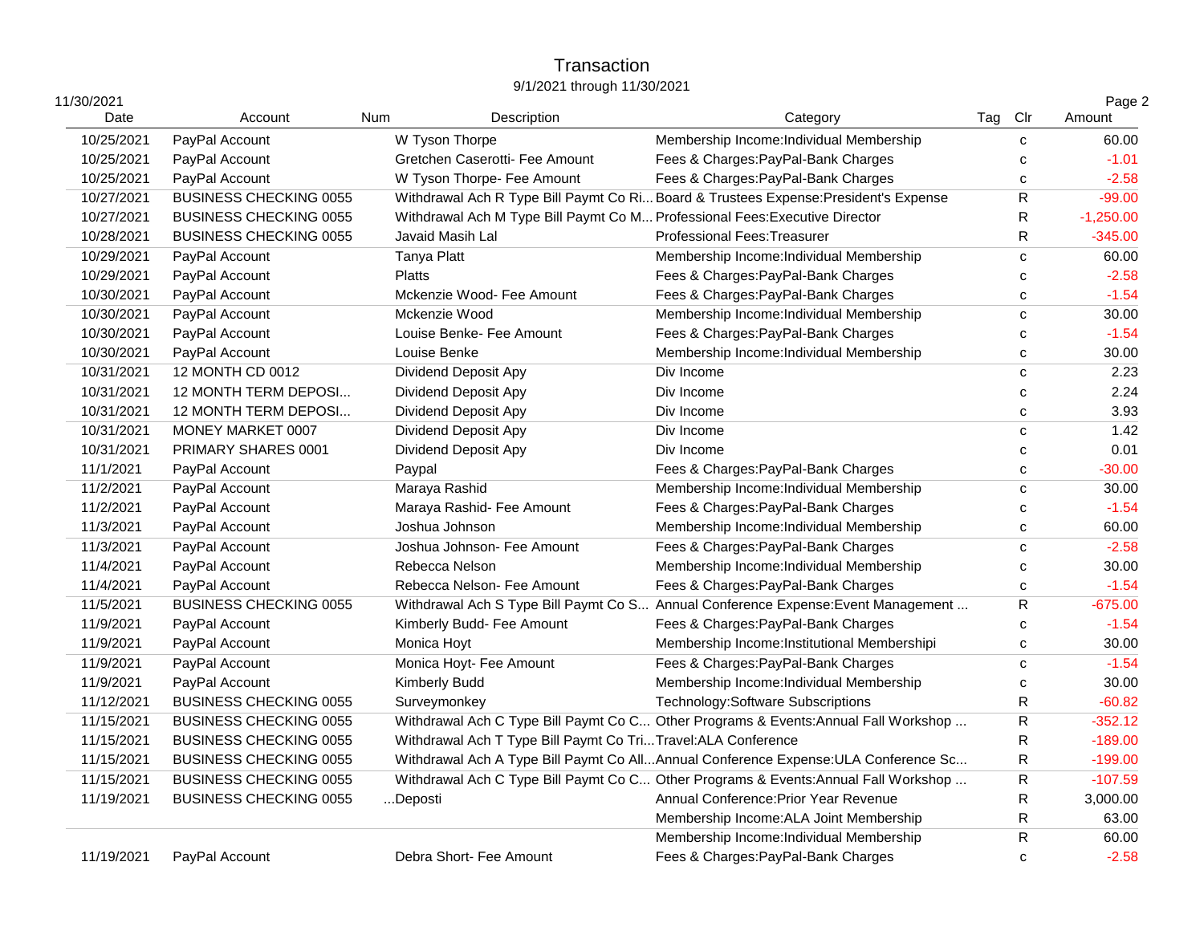# Transaction

9/1/2021 through 11/30/2021

11/30/2021

| Date | Account | Num | Description | Category | Tag | Clr | Amount |
|---|---|---|---|---|---|---|---|
| 10/25/2021 | PayPal Account | | W Tyson Thorpe | Membership Income:Individual Membership | | c | 60.00 |
| 10/25/2021 | PayPal Account | | Gretchen Caserotti- Fee Amount | Fees & Charges:PayPal-Bank Charges | | c | -1.01 |
| 10/25/2021 | PayPal Account | | W Tyson Thorpe- Fee Amount | Fees & Charges:PayPal-Bank Charges | | c | -2.58 |
| 10/27/2021 | BUSINESS CHECKING 0055 | | Withdrawal Ach R Type Bill Paymt Co Ri... | Board & Trustees Expense:President's Expense | | R | -99.00 |
| 10/27/2021 | BUSINESS CHECKING 0055 | | Withdrawal Ach M Type Bill Paymt Co M... | Professional Fees:Executive Director | | R | -1,250.00 |
| 10/28/2021 | BUSINESS CHECKING 0055 | | Javaid Masih Lal | Professional Fees:Treasurer | | R | -345.00 |
| 10/29/2021 | PayPal Account | | Tanya Platt | Membership Income:Individual Membership | | c | 60.00 |
| 10/29/2021 | PayPal Account | | Platts | Fees & Charges:PayPal-Bank Charges | | c | -2.58 |
| 10/30/2021 | PayPal Account | | Mckenzie Wood- Fee Amount | Fees & Charges:PayPal-Bank Charges | | c | -1.54 |
| 10/30/2021 | PayPal Account | | Mckenzie Wood | Membership Income:Individual Membership | | c | 30.00 |
| 10/30/2021 | PayPal Account | | Louise Benke- Fee Amount | Fees & Charges:PayPal-Bank Charges | | c | -1.54 |
| 10/30/2021 | PayPal Account | | Louise Benke | Membership Income:Individual Membership | | c | 30.00 |
| 10/31/2021 | 12 MONTH CD 0012 | | Dividend Deposit Apy | Div Income | | c | 2.23 |
| 10/31/2021 | 12 MONTH TERM DEPOSI... | | Dividend Deposit Apy | Div Income | | c | 2.24 |
| 10/31/2021 | 12 MONTH TERM DEPOSI... | | Dividend Deposit Apy | Div Income | | c | 3.93 |
| 10/31/2021 | MONEY MARKET 0007 | | Dividend Deposit Apy | Div Income | | c | 1.42 |
| 10/31/2021 | PRIMARY SHARES 0001 | | Dividend Deposit Apy | Div Income | | c | 0.01 |
| 11/1/2021 | PayPal Account | | Paypal | Fees & Charges:PayPal-Bank Charges | | c | -30.00 |
| 11/2/2021 | PayPal Account | | Maraya Rashid | Membership Income:Individual Membership | | c | 30.00 |
| 11/2/2021 | PayPal Account | | Maraya Rashid- Fee Amount | Fees & Charges:PayPal-Bank Charges | | c | -1.54 |
| 11/3/2021 | PayPal Account | | Joshua Johnson | Membership Income:Individual Membership | | c | 60.00 |
| 11/3/2021 | PayPal Account | | Joshua Johnson- Fee Amount | Fees & Charges:PayPal-Bank Charges | | c | -2.58 |
| 11/4/2021 | PayPal Account | | Rebecca Nelson | Membership Income:Individual Membership | | c | 30.00 |
| 11/4/2021 | PayPal Account | | Rebecca Nelson- Fee Amount | Fees & Charges:PayPal-Bank Charges | | c | -1.54 |
| 11/5/2021 | BUSINESS CHECKING 0055 | | Withdrawal Ach S Type Bill Paymt Co S... | Annual Conference Expense:Event Management ... | | R | -675.00 |
| 11/9/2021 | PayPal Account | | Kimberly Budd- Fee Amount | Fees & Charges:PayPal-Bank Charges | | c | -1.54 |
| 11/9/2021 | PayPal Account | | Monica Hoyt | Membership Income:Institutional Membershipi | | c | 30.00 |
| 11/9/2021 | PayPal Account | | Monica Hoyt- Fee Amount | Fees & Charges:PayPal-Bank Charges | | c | -1.54 |
| 11/9/2021 | PayPal Account | | Kimberly Budd | Membership Income:Individual Membership | | c | 30.00 |
| 11/12/2021 | BUSINESS CHECKING 0055 | | Surveymonkey | Technology:Software Subscriptions | | R | -60.82 |
| 11/15/2021 | BUSINESS CHECKING 0055 | | Withdrawal Ach C Type Bill Paymt Co C... | Other Programs & Events:Annual Fall Workshop ... | | R | -352.12 |
| 11/15/2021 | BUSINESS CHECKING 0055 | | Withdrawal Ach T Type Bill Paymt Co Tri... | Travel:ALA Conference | | R | -189.00 |
| 11/15/2021 | BUSINESS CHECKING 0055 | | Withdrawal Ach A Type Bill Paymt Co All... | Annual Conference Expense:ULA Conference Sc... | | R | -199.00 |
| 11/15/2021 | BUSINESS CHECKING 0055 | | Withdrawal Ach C Type Bill Paymt Co C... | Other Programs & Events:Annual Fall Workshop ... | | R | -107.59 |
| 11/19/2021 | BUSINESS CHECKING 0055 | | ...Deposti | Annual Conference:Prior Year Revenue | | R | 3,000.00 |
| | | | | Membership Income:ALA Joint Membership | | R | 63.00 |
| | | | | Membership Income:Individual Membership | | R | 60.00 |
| 11/19/2021 | PayPal Account | | Debra Short- Fee Amount | Fees & Charges:PayPal-Bank Charges | | c | -2.58 |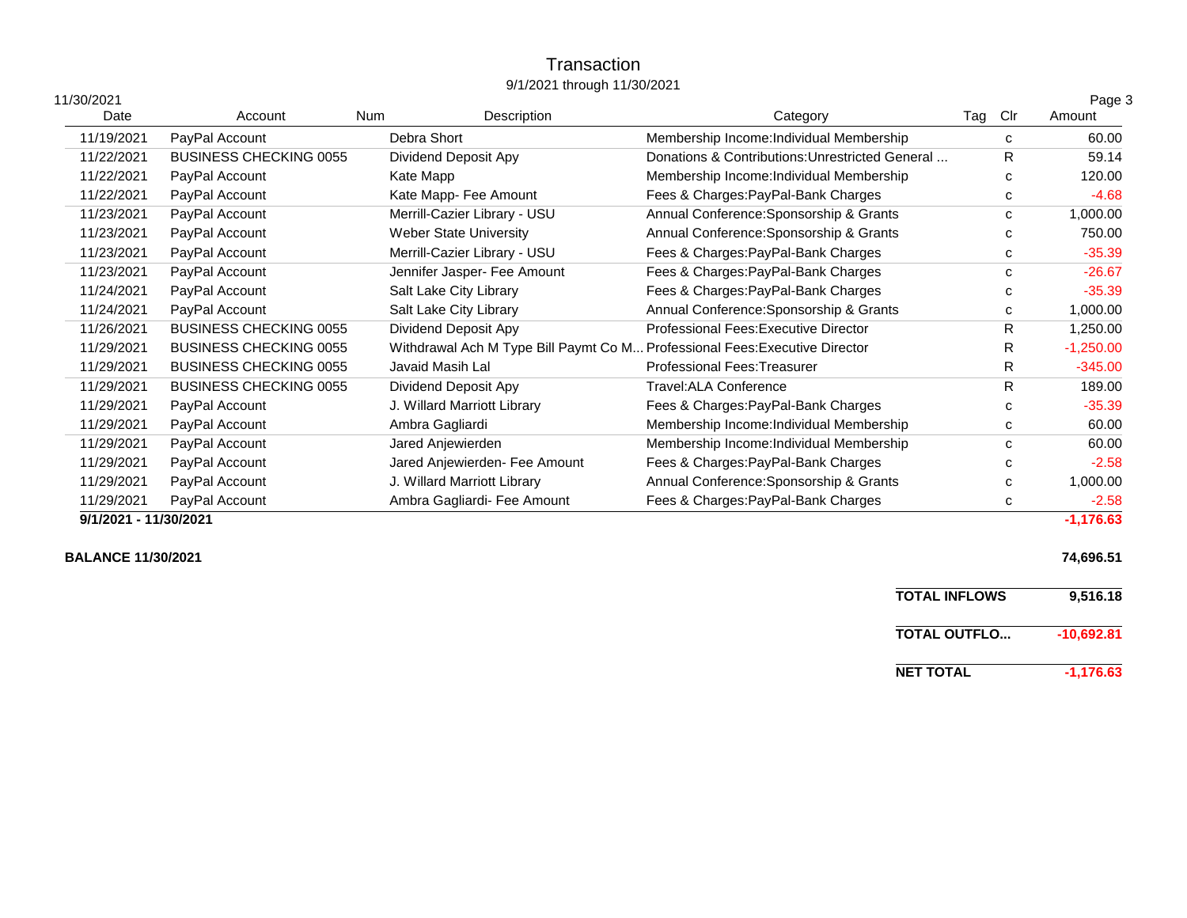# Transaction

9/1/2021 through 11/30/2021

11/30/2021

| Date | Account | Num | Description | Category | Tag | Clr | Amount |
|---|---|---|---|---|---|---|---|
| 11/19/2021 | PayPal Account | | Debra Short | Membership Income:Individual Membership | | c | 60.00 |
| 11/22/2021 | BUSINESS CHECKING 0055 | | Dividend Deposit Apy | Donations & Contributions:Unrestricted General ... | | R | 59.14 |
| 11/22/2021 | PayPal Account | | Kate Mapp | Membership Income:Individual Membership | | c | 120.00 |
| 11/22/2021 | PayPal Account | | Kate Mapp- Fee Amount | Fees & Charges:PayPal-Bank Charges | | c | -4.68 |
| 11/23/2021 | PayPal Account | | Merrill-Cazier Library - USU | Annual Conference:Sponsorship & Grants | | c | 1,000.00 |
| 11/23/2021 | PayPal Account | | Weber State University | Annual Conference:Sponsorship & Grants | | c | 750.00 |
| 11/23/2021 | PayPal Account | | Merrill-Cazier Library - USU | Fees & Charges:PayPal-Bank Charges | | c | -35.39 |
| 11/23/2021 | PayPal Account | | Jennifer Jasper- Fee Amount | Fees & Charges:PayPal-Bank Charges | | c | -26.67 |
| 11/24/2021 | PayPal Account | | Salt Lake City Library | Fees & Charges:PayPal-Bank Charges | | c | -35.39 |
| 11/24/2021 | PayPal Account | | Salt Lake City Library | Annual Conference:Sponsorship & Grants | | c | 1,000.00 |
| 11/26/2021 | BUSINESS CHECKING 0055 | | Dividend Deposit Apy | Professional Fees:Executive Director | | R | 1,250.00 |
| 11/29/2021 | BUSINESS CHECKING 0055 | | Withdrawal Ach M Type Bill Paymt Co M... | Professional Fees:Executive Director | | R | -1,250.00 |
| 11/29/2021 | BUSINESS CHECKING 0055 | | Javaid Masih Lal | Professional Fees:Treasurer | | R | -345.00 |
| 11/29/2021 | BUSINESS CHECKING 0055 | | Dividend Deposit Apy | Travel:ALA Conference | | R | 189.00 |
| 11/29/2021 | PayPal Account | | J. Willard Marriott Library | Fees & Charges:PayPal-Bank Charges | | c | -35.39 |
| 11/29/2021 | PayPal Account | | Ambra Gagliardi | Membership Income:Individual Membership | | c | 60.00 |
| 11/29/2021 | PayPal Account | | Jared Anjewierden | Membership Income:Individual Membership | | c | 60.00 |
| 11/29/2021 | PayPal Account | | Jared Anjewierden- Fee Amount | Fees & Charges:PayPal-Bank Charges | | c | -2.58 |
| 11/29/2021 | PayPal Account | | J. Willard Marriott Library | Annual Conference:Sponsorship & Grants | | c | 1,000.00 |
| 11/29/2021 | PayPal Account | | Ambra Gagliardi- Fee Amount | Fees & Charges:PayPal-Bank Charges | | c | -2.58 |
| **9/1/2021 - 11/30/2021** | | | | | | | **-1,176.63** |

**BALANCE 11/30/2021** **74,696.51**

| | |
|---|---|
| **TOTAL INFLOWS** | **9,516.18** |
| **TOTAL OUTFLO...** | **-10,692.81** |
| **NET TOTAL** | **-1,176.63** |